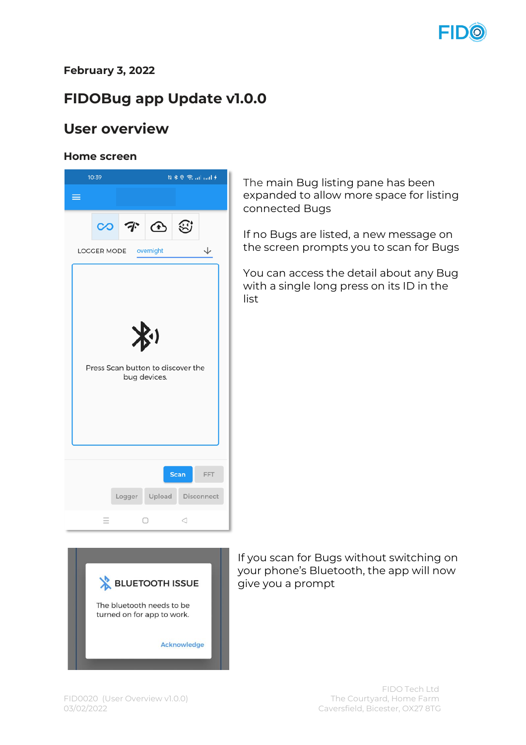February 3, 2022

# FIDOBug app Update v1.0.0

## User overview

### Home screen

The main Bug listing pane has been expanded to allow more space for listing connected Bugs

If no Bugs are listed, a new message on the screen prompts you to scan for Bugs

You can access the detail about any Bug with a single long press on its ID in the list

If you scan for Bugs without switching on your phone's Bluetooth, the app will now give you a prompt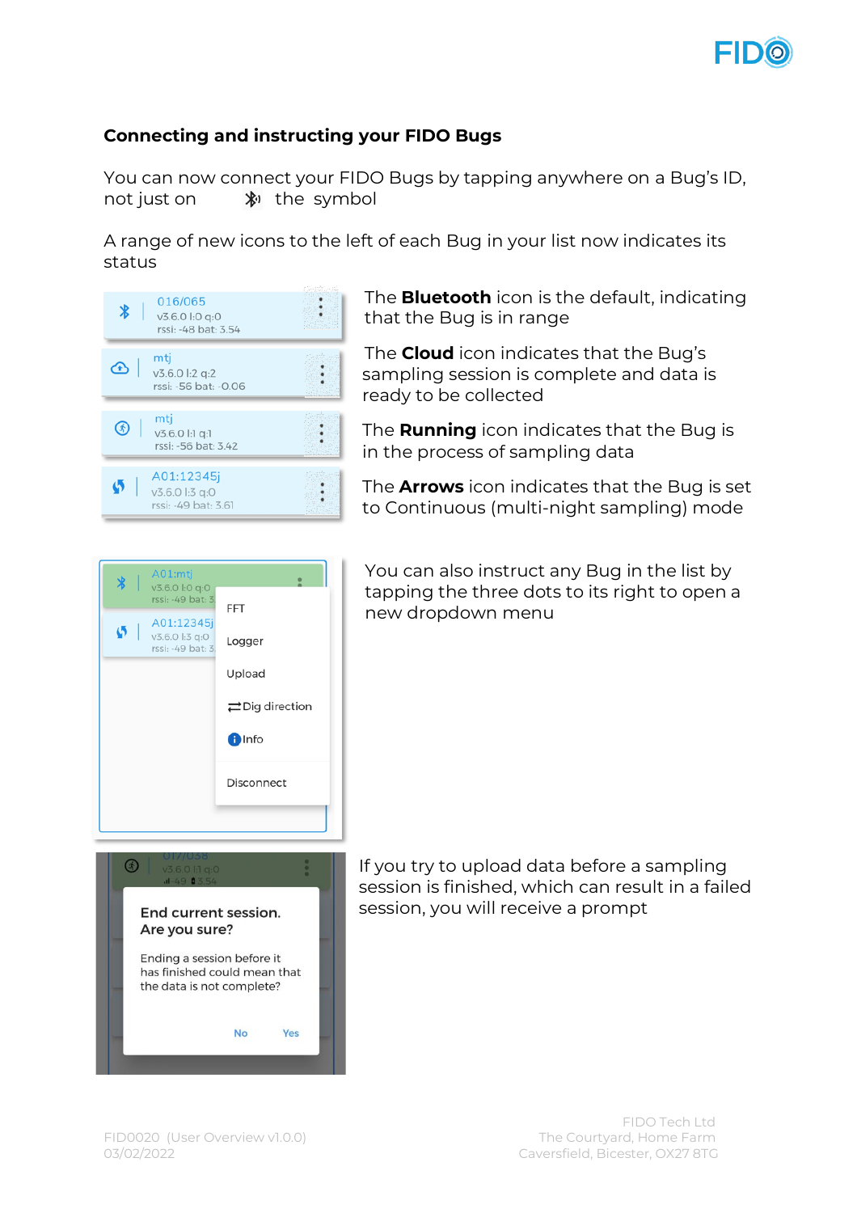## Connecting and instructing your FIDO Bugs

You can now connect your FIDO Bugs by tapping anywhere on a Bug's ID, not just on the symbol

A range of new icons to the left of each Bug in your list now indicates its status

The **Bluetooth** icon is the default, indicating that the Bug is in range

The **Cloud** icon indicates that the Bug's sampling session is complete and data is ready to be collected

The **Running** icon indicates that the Bug is in the process of sampling data

The **Arrows** icon indicates that the Bug is set to Continuous (multi-night sampling) mode

You can also instruct any Bug in the list by tapping the three dots to its right to open a new dropdown menu

If you try to upload data before a sampling session is finished, which can result in a failed session, you will receive a prompt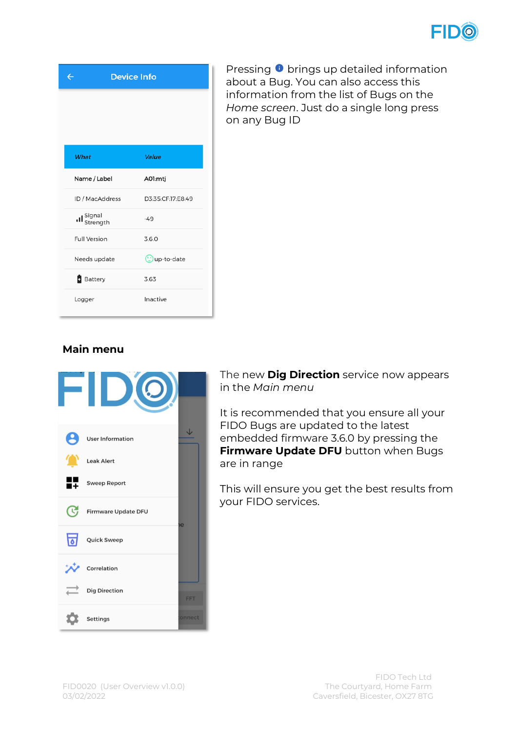| What | Value |
| --- | --- |
| Name / Label | A01:mtj |
| ID / MacAddress | D3:35:CF:17:E8:49 |
| Signal Strength | -49 |
| Full Version | 3.6.0 |
| Needs update | up-to-date |
| Battery | 3.63 |
| Logger | Inactive |

Pressing ⓘ brings up detailed information about a Bug. You can also access this information from the list of Bugs on the *Home screen*. Just do a single long press on any Bug ID

## Main menu

- User Information
- Leak Alert
- Sweep Report
- Firmware Update DFU
- Quick Sweep
- Correlation
- Dig Direction
- Settings

The new **Dig Direction** service now appears in the *Main menu*

It is recommended that you ensure all your FIDO Bugs are updated to the latest embedded firmware 3.6.0 by pressing the **Firmware Update DFU** button when Bugs are in range

This will ensure you get the best results from your FIDO services.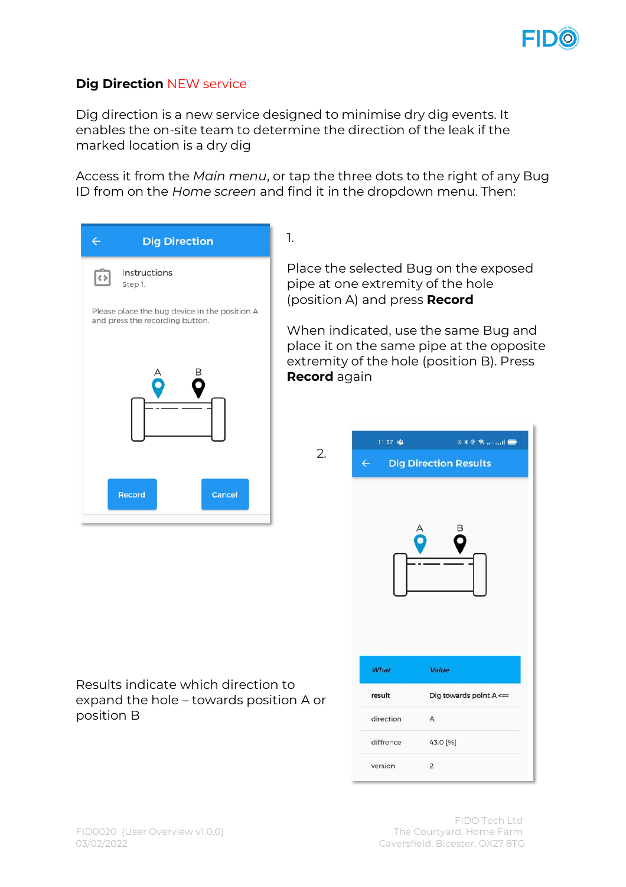## Dig Direction NEW service

Dig direction is a new service designed to minimise dry dig events. It enables the on-site team to determine the direction of the leak if the marked location is a dry dig

Access it from the *Main menu*, or tap the three dots to the right of any Bug ID from on the *Home screen* and find it in the dropdown menu. Then:

1.

Place the selected Bug on the exposed pipe at one extremity of the hole (position A) and press **Record**

When indicated, use the same Bug and place it on the same pipe at the opposite extremity of the hole (position B). Press **Record** again

2.

Results indicate which direction to expand the hole – towards position A or position B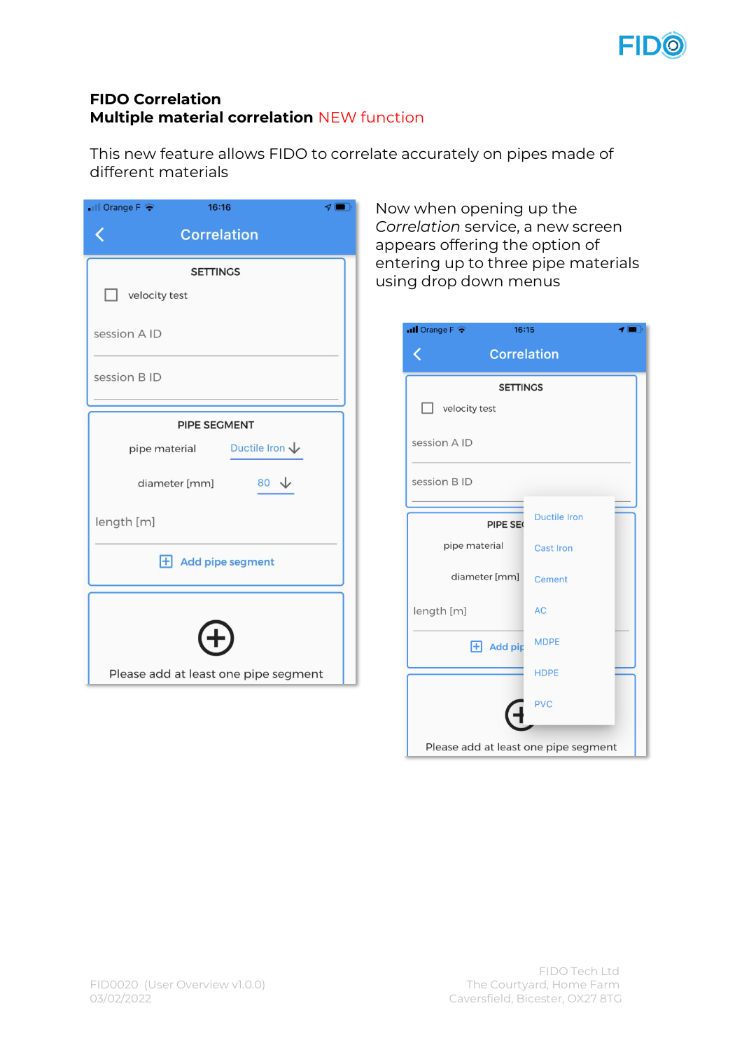**FIDO Correlation**
**Multiple material correlation** NEW function

This new feature allows FIDO to correlate accurately on pipes made of different materials

Now when opening up the *Correlation* service, a new screen appears offering the option of entering up to three pipe materials using drop down menus

Correlation

SETTINGS

velocity test

session A ID

session B ID

PIPE SEGMENT

pipe material Ductile Iron

diameter [mm] 80

length [m]

Add pipe segment

Please add at least one pipe segment

Correlation

SETTINGS

velocity test

session A ID

session B ID

PIPE SEGMENT

pipe material

diameter [mm]

length [m]

Add pipe segment

Ductile Iron

Cast Iron

Cement

AC

MDPE

HDPE

PVC

Please add at least one pipe segment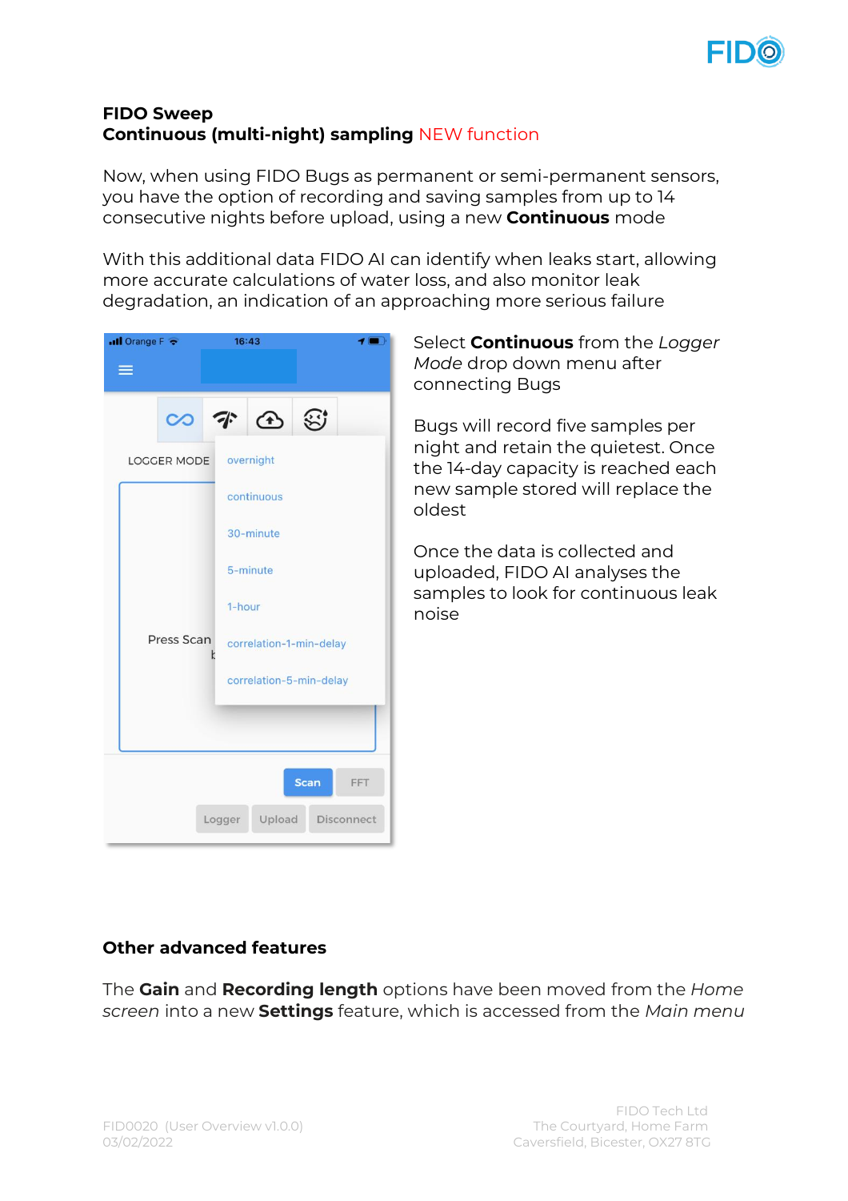## FIDO Sweep

### Continuous (multi-night) sampling NEW function

Now, when using FIDO Bugs as permanent or semi-permanent sensors, you have the option of recording and saving samples from up to 14 consecutive nights before upload, using a new **Continuous** mode

With this additional data FIDO AI can identify when leaks start, allowing more accurate calculations of water loss, and also monitor leak degradation, an indication of an approaching more serious failure

Select **Continuous** from the *Logger Mode* drop down menu after connecting Bugs

Bugs will record five samples per night and retain the quietest. Once the 14-day capacity is reached each new sample stored will replace the oldest

Once the data is collected and uploaded, FIDO AI analyses the samples to look for continuous leak noise

### Other advanced features

The **Gain** and **Recording length** options have been moved from the *Home screen* into a new **Settings** feature, which is accessed from the *Main menu*